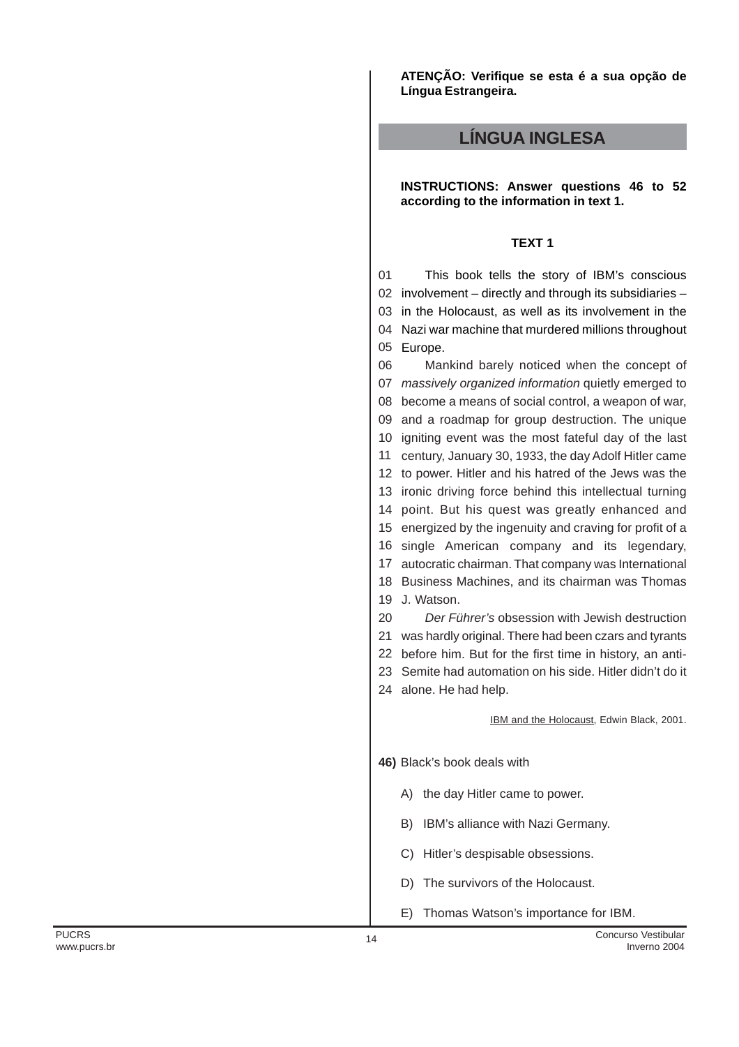**ATENÇÃO: Verifique se esta é a sua opção de Língua Estrangeira.**

# LÍNGUA INGLESA

**INSTRUCTIONS: Answer questions 46 to 52 according to the information in text 1.**

### TEXT 1

01 This book tells the story of IBM's conscious
02 involvement – directly and through its subsidiaries –
03 in the Holocaust, as well as its involvement in the
04 Nazi war machine that murdered millions throughout
05 Europe.
06 Mankind barely noticed when the concept of
07 *massively organized information* quietly emerged to
08 become a means of social control, a weapon of war,
09 and a roadmap for group destruction. The unique
10 igniting event was the most fateful day of the last
11 century, January 30, 1933, the day Adolf Hitler came
12 to power. Hitler and his hatred of the Jews was the
13 ironic driving force behind this intellectual turning
14 point. But his quest was greatly enhanced and
15 energized by the ingenuity and craving for profit of a
16 single American company and its legendary,
17 autocratic chairman. That company was International
18 Business Machines, and its chairman was Thomas
19 J. Watson.
20 *Der Führer's* obsession with Jewish destruction
21 was hardly original. There had been czars and tyrants
22 before him. But for the first time in history, an anti-
23 Semite had automation on his side. Hitler didn't do it
24 alone. He had help.

IBM and the Holocaust, Edwin Black, 2001.

**46)** Black's book deals with

A) the day Hitler came to power.

B) IBM's alliance with Nazi Germany.

C) Hitler's despisable obsessions.

D) The survivors of the Holocaust.

E) Thomas Watson's importance for IBM.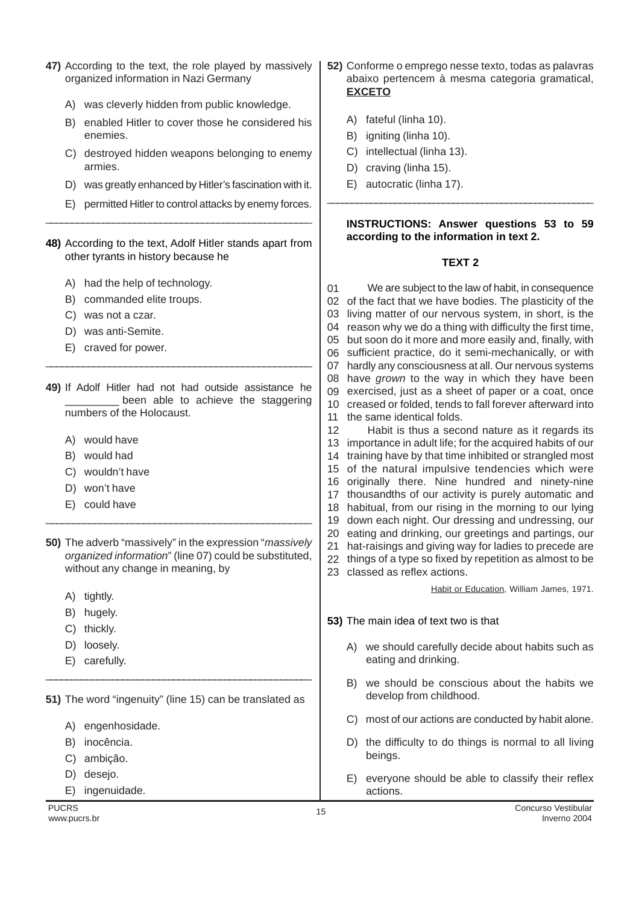**47)** According to the text, the role played by massively organized information in Nazi Germany

A) was cleverly hidden from public knowledge.

B) enabled Hitler to cover those he considered his enemies.

C) destroyed hidden weapons belonging to enemy armies.

D) was greatly enhanced by Hitler's fascination with it.

E) permitted Hitler to control attacks by enemy forces.

---

**48)** According to the text, Adolf Hitler stands apart from other tyrants in history because he

A) had the help of technology.

B) commanded elite troups.

C) was not a czar.

D) was anti-Semite.

E) craved for power.

---

**49)** If Adolf Hitler had not had outside assistance he _________ been able to achieve the staggering numbers of the Holocaust.

A) would have

B) would had

C) wouldn't have

D) won't have

E) could have

---

**50)** The adverb "massively" in the expression "*massively organized information*" (line 07) could be substituted, without any change in meaning, by

A) tightly.

B) hugely.

C) thickly.

D) loosely.

E) carefully.

---

**51)** The word "ingenuity" (line 15) can be translated as

A) engenhosidade.

B) inocência.

C) ambição.

D) desejo.

E) ingenuidade.

**52)** Conforme o emprego nesse texto, todas as palavras abaixo pertencem à mesma categoria gramatical, **EXCETO**

A) fateful (linha 10).

B) igniting (linha 10).

C) intellectual (linha 13).

D) craving (linha 15).

E) autocratic (linha 17).

---

**INSTRUCTIONS: Answer questions 53 to 59 according to the information in text 2.**

**TEXT 2**

01 We are subject to the law of habit, in consequence
02 of the fact that we have bodies. The plasticity of the
03 living matter of our nervous system, in short, is the
04 reason why we do a thing with difficulty the first time,
05 but soon do it more and more easily and, finally, with
06 sufficient practice, do it semi-mechanically, or with
07 hardly any consciousness at all. Our nervous systems
08 have *grown* to the way in which they have been
09 exercised, just as a sheet of paper or a coat, once
10 creased or folded, tends to fall forever afterward into
11 the same identical folds.
12 Habit is thus a second nature as it regards its
13 importance in adult life; for the acquired habits of our
14 training have by that time inhibited or strangled most
15 of the natural impulsive tendencies which were
16 originally there. Nine hundred and ninety-nine
17 thousandths of our activity is purely automatic and
18 habitual, from our rising in the morning to our lying
19 down each night. Our dressing and undressing, our
20 eating and drinking, our greetings and partings, our
21 hat-raisings and giving way for ladies to precede are
22 things of a type so fixed by repetition as almost to be
23 classed as reflex actions.

Habit or Education, William James, 1971.

**53)** The main idea of text two is that

A) we should carefully decide about habits such as eating and drinking.

B) we should be conscious about the habits we develop from childhood.

C) most of our actions are conducted by habit alone.

D) the difficulty to do things is normal to all living beings.

E) everyone should be able to classify their reflex actions.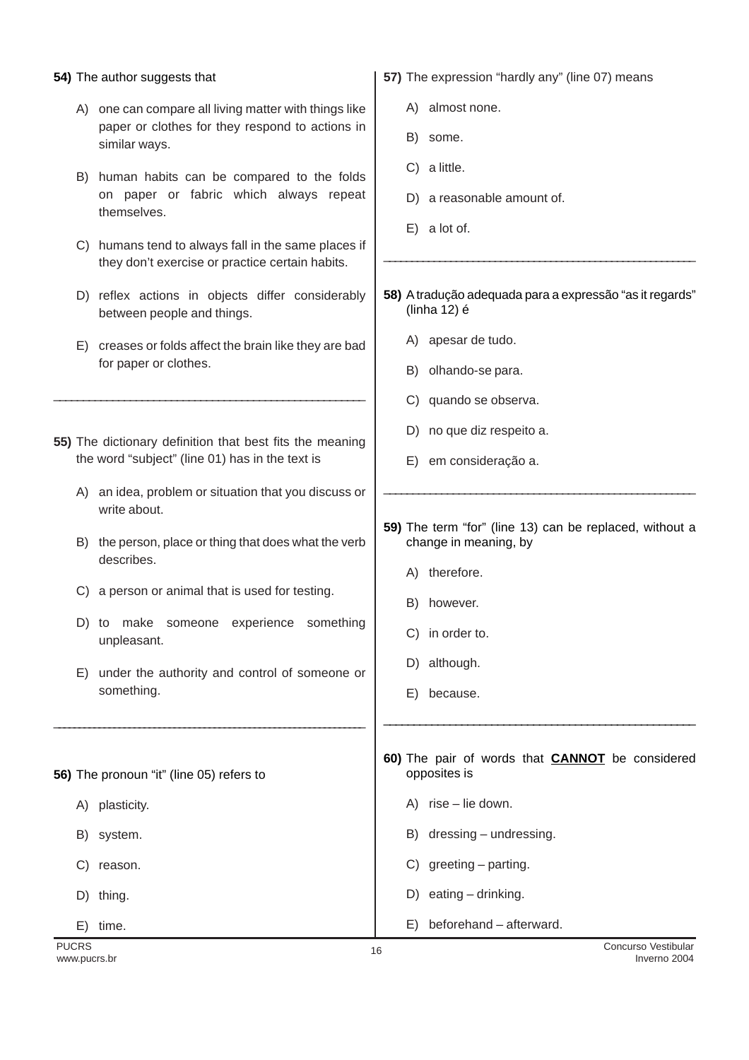**54)** The author suggests that

A) one can compare all living matter with things like paper or clothes for they respond to actions in similar ways.

B) human habits can be compared to the folds on paper or fabric which always repeat themselves.

C) humans tend to always fall in the same places if they don't exercise or practice certain habits.

D) reflex actions in objects differ considerably between people and things.

E) creases or folds affect the brain like they are bad for paper or clothes.

---

**55)** The dictionary definition that best fits the meaning the word "subject" (line 01) has in the text is

A) an idea, problem or situation that you discuss or write about.

B) the person, place or thing that does what the verb describes.

C) a person or animal that is used for testing.

D) to make someone experience something unpleasant.

E) under the authority and control of someone or something.

---

**56)** The pronoun "it" (line 05) refers to

A) plasticity.

B) system.

C) reason.

D) thing.

E) time.

**57)** The expression "hardly any" (line 07) means

A) almost none.

B) some.

C) a little.

D) a reasonable amount of.

E) a lot of.

---

**58)** A tradução adequada para a expressão "as it regards" (linha 12) é

A) apesar de tudo.

B) olhando-se para.

C) quando se observa.

D) no que diz respeito a.

E) em consideração a.

---

**59)** The term "for" (line 13) can be replaced, without a change in meaning, by

A) therefore.

B) however.

C) in order to.

D) although.

E) because.

---

**60)** The pair of words that **CANNOT** be considered opposites is

A) rise – lie down.

B) dressing – undressing.

C) greeting – parting.

D) eating – drinking.

E) beforehand – afterward.